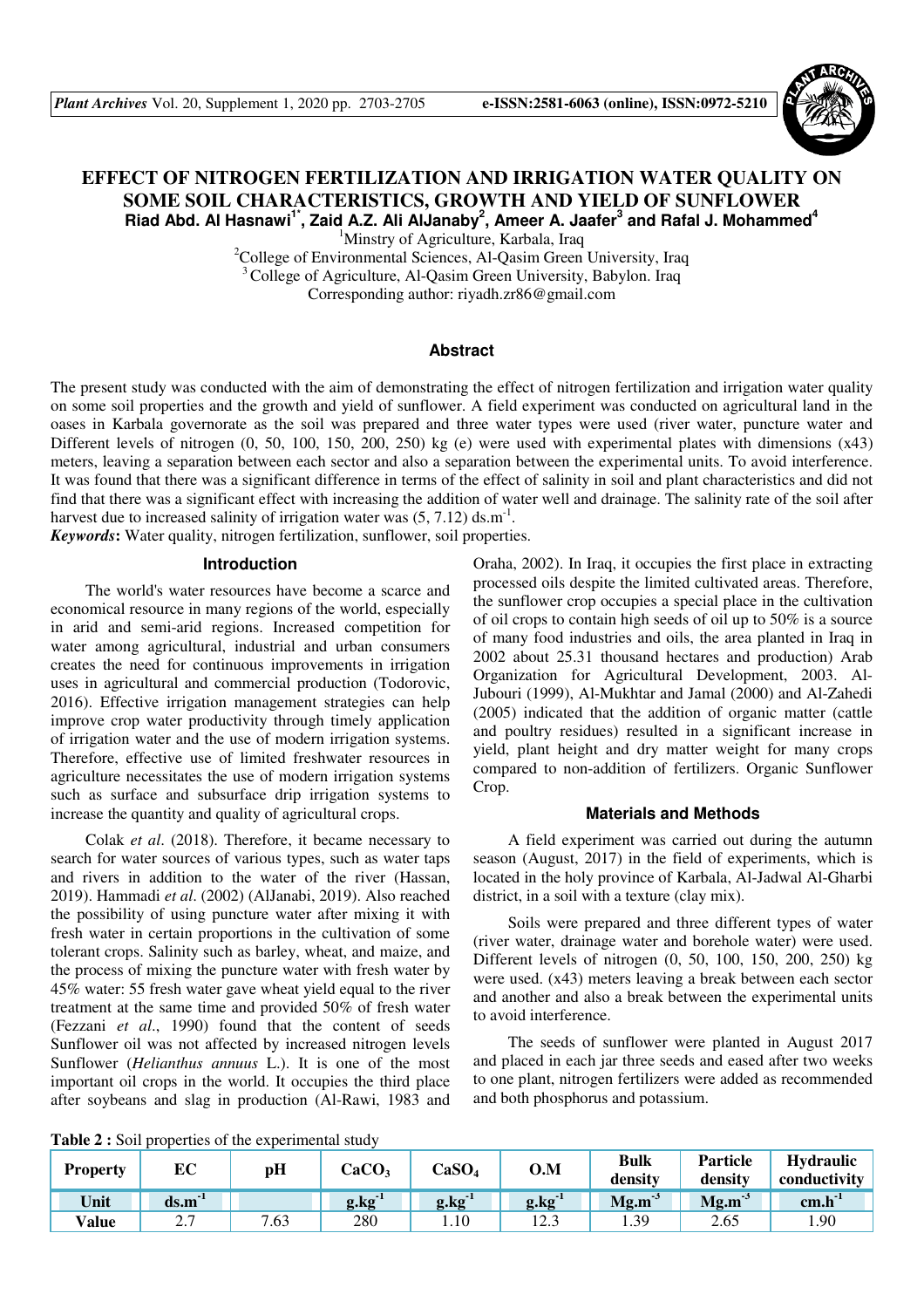# EFFECT OF NITROGEN FERTILIZATION AND IRRIGATION WATER QUALITY ON SOME SOIL CHARACTERISTICS, GROWTH AND YIELD OF SUNFLOWER

**Riad Abd. Al Hasnawi[1*], Zaid A.Z. Ali AlJanaby[2], Ameer A. Jaafer[3] and Rafal J. Mohammed[4]**

[1]Minstry of Agriculture, Karbala, Iraq

[2]College of Environmental Sciences, Al-Qasim Green University, Iraq

[3]College of Agriculture, Al-Qasim Green University, Babylon. Iraq

Corresponding author: riyadh.zr86@gmail.com

## Abstract

The present study was conducted with the aim of demonstrating the effect of nitrogen fertilization and irrigation water quality on some soil properties and the growth and yield of sunflower. A field experiment was conducted on agricultural land in the oases in Karbala governorate as the soil was prepared and three water types were used (river water, puncture water and Different levels of nitrogen (0, 50, 100, 150, 200, 250) kg (e) were used with experimental plates with dimensions (x43) meters, leaving a separation between each sector and also a separation between the experimental units. To avoid interference. It was found that there was a significant difference in terms of the effect of salinity in soil and plant characteristics and did not find that there was a significant effect with increasing the addition of water well and drainage. The salinity rate of the soil after harvest due to increased salinity of irrigation water was (5, 7.12) $ds.m^{-1}$.

***Keywords*:** Water quality, nitrogen fertilization, sunflower, soil properties.

## Introduction

The world's water resources have become a scarce and economical resource in many regions of the world, especially in arid and semi-arid regions. Increased competition for water among agricultural, industrial and urban consumers creates the need for continuous improvements in irrigation uses in agricultural and commercial production (Todorovic, 2016). Effective irrigation management strategies can help improve crop water productivity through timely application of irrigation water and the use of modern irrigation systems. Therefore, effective use of limited freshwater resources in agriculture necessitates the use of modern irrigation systems such as surface and subsurface drip irrigation systems to increase the quantity and quality of agricultural crops.

Colak *et al*. (2018). Therefore, it became necessary to search for water sources of various types, such as water taps and rivers in addition to the water of the river (Hassan, 2019). Hammadi *et al*. (2002) (AlJanabi, 2019). Also reached the possibility of using puncture water after mixing it with fresh water in certain proportions in the cultivation of some tolerant crops. Salinity such as barley, wheat, and maize, and the process of mixing the puncture water with fresh water by 45% water: 55 fresh water gave wheat yield equal to the river treatment at the same time and provided 50% of fresh water (Fezzani *et al*., 1990) found that the content of seeds Sunflower oil was not affected by increased nitrogen levels Sunflower (*Helianthus annuus* L.). It is one of the most important oil crops in the world. It occupies the third place after soybeans and slag in production (Al-Rawi, 1983 and Oraha, 2002). In Iraq, it occupies the first place in extracting processed oils despite the limited cultivated areas. Therefore, the sunflower crop occupies a special place in the cultivation of oil crops to contain high seeds of oil up to 50% is a source of many food industries and oils, the area planted in Iraq in 2002 about 25.31 thousand hectares and production) Arab Organization for Agricultural Development, 2003. Al-Jubouri (1999), Al-Mukhtar and Jamal (2000) and Al-Zahedi (2005) indicated that the addition of organic matter (cattle and poultry residues) resulted in a significant increase in yield, plant height and dry matter weight for many crops compared to non-addition of fertilizers. Organic Sunflower Crop.

## Materials and Methods

A field experiment was carried out during the autumn season (August, 2017) in the field of experiments, which is located in the holy province of Karbala, Al-Jadwal Al-Gharbi district, in a soil with a texture (clay mix).

Soils were prepared and three different types of water (river water, drainage water and borehole water) were used. Different levels of nitrogen (0, 50, 100, 150, 200, 250) kg were used. (x43) meters leaving a break between each sector and another and also a break between the experimental units to avoid interference.

The seeds of sunflower were planted in August 2017 and placed in each jar three seeds and eased after two weeks to one plant, nitrogen fertilizers were added as recommended and both phosphorus and potassium.

**Table 2 :** Soil properties of the experimental study

| Property | EC | pH | $CaCO_3$ | $CaSO_4$ | O.M | Bulk density | Particle density | Hydraulic conductivity |
|---|---|---|---|---|---|---|---|---|
| Unit | $ds.m^{-1}$ | | $g.kg^{-1}$ | $g.kg^{-1}$ | $g.kg^{-1}$ | $Mg.m^{-3}$ | $Mg.m^{-3}$ | $cm.h^{-1}$ |
| Value | 2.7 | 7.63 | 280 | 1.10 | 12.3 | 1.39 | 2.65 | 1.90 |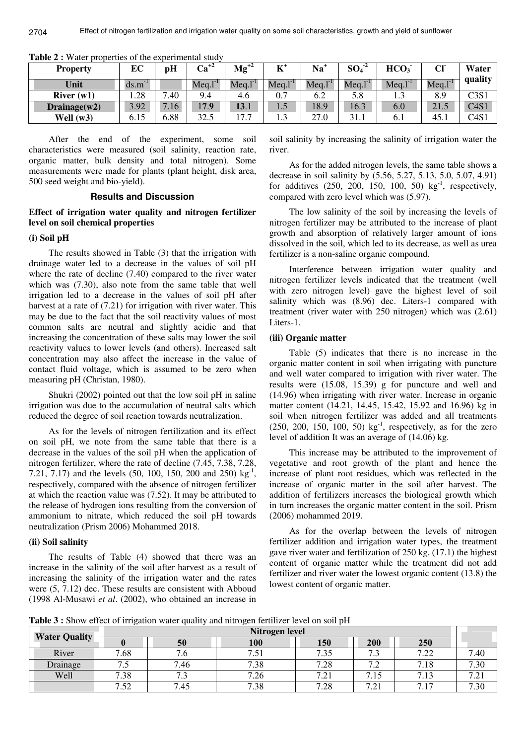**Table 2 :** Water properties of the experimental study

| Property | EC | pH | $Ca^{+2}$ | $Mg^{+2}$ | $K^{+}$ | $Na^{+}$ | $SO_4^{-2}$ | $HCO_3^{-}$ | $Cl^{-}$ | Water quality |
|---|---|---|---|---|---|---|---|---|---|---|
| Unit | $ds.m^{-1}$ | | $Meq.l^{-1}$ | $Meq.l^{-1}$ | $Meq.l^{-1}$ | $Meq.l^{-1}$ | $Meq.l^{-1}$ | $Meq.l^{-1}$ | $Meq.l^{-1}$ | |
| River (w1) | 1.28 | 7.40 | 9.4 | 4.6 | 0.7 | 6.2 | 5.8 | 1.3 | 8.9 | C3S1 |
| Drainage(w2) | 3.92 | 7.16 | 17.9 | 13.1 | 1.5 | 18.9 | 16.3 | 6.0 | 21.5 | C4S1 |
| Well (w3) | 6.15 | 6.88 | 32.5 | 17.7 | 1.3 | 27.0 | 31.1 | 6.1 | 45.1 | C4S1 |

After the end of the experiment, some soil characteristics were measured (soil salinity, reaction rate, organic matter, bulk density and total nitrogen). Some measurements were made for plants (plant height, disk area, 500 seed weight and bio-yield).

## Results and Discussion

### Effect of irrigation water quality and nitrogen fertilizer level on soil chemical properties

#### (i) Soil pH

The results showed in Table (3) that the irrigation with drainage water led to a decrease in the values of soil pH where the rate of decline (7.40) compared to the river water which was (7.30), also note from the same table that well irrigation led to a decrease in the values of soil pH after harvest at a rate of (7.21) for irrigation with river water. This may be due to the fact that the soil reactivity values of most common salts are neutral and slightly acidic and that increasing the concentration of these salts may lower the soil reactivity values to lower levels (and others). Increased salt concentration may also affect the increase in the value of contact fluid voltage, which is assumed to be zero when measuring pH (Christan, 1980).

Shukri (2002) pointed out that the low soil pH in saline irrigation was due to the accumulation of neutral salts which reduced the degree of soil reaction towards neutralization.

As for the levels of nitrogen fertilization and its effect on soil pH, we note from the same table that there is a decrease in the values of the soil pH when the application of nitrogen fertilizer, where the rate of decline (7.45, 7.38, 7.28, 7.21, 7.17) and the levels (50, 100, 150, 200 and 250) $kg^{-1}$, respectively, compared with the absence of nitrogen fertilizer at which the reaction value was (7.52). It may be attributed to the release of hydrogen ions resulting from the conversion of ammonium to nitrate, which reduced the soil pH towards neutralization (Prism 2006) Mohammed 2018.

#### (ii) Soil salinity

The results of Table (4) showed that there was an increase in the salinity of the soil after harvest as a result of increasing the salinity of the irrigation water and the rates were (5, 7.12) dec. These results are consistent with Abboud (1998 Al-Musawi *et al*. (2002), who obtained an increase in soil salinity by increasing the salinity of irrigation water the river.

As for the added nitrogen levels, the same table shows a decrease in soil salinity by (5.56, 5.27, 5.13, 5.0, 5.07, 4.91) for additives (250, 200, 150, 100, 50) $kg^{-1}$, respectively, compared with zero level which was (5.97).

The low salinity of the soil by increasing the levels of nitrogen fertilizer may be attributed to the increase of plant growth and absorption of relatively larger amount of ions dissolved in the soil, which led to its decrease, as well as urea fertilizer is a non-saline organic compound.

Interference between irrigation water quality and nitrogen fertilizer levels indicated that the treatment (well with zero nitrogen level) gave the highest level of soil salinity which was (8.96) dec. Liters-1 compared with treatment (river water with 250 nitrogen) which was (2.61) Liters-1.

#### (iii) Organic matter

Table (5) indicates that there is no increase in the organic matter content in soil when irrigating with puncture and well water compared to irrigation with river water. The results were (15.08, 15.39) g for puncture and well and (14.96) when irrigating with river water. Increase in organic matter content (14.21, 14.45, 15.42, 15.92 and 16.96) kg in soil when nitrogen fertilizer was added and all treatments (250, 200, 150, 100, 50) $kg^{-1}$, respectively, as for the zero level of addition It was an average of (14.06) kg.

This increase may be attributed to the improvement of vegetative and root growth of the plant and hence the increase of plant root residues, which was reflected in the increase of organic matter in the soil after harvest. The addition of fertilizers increases the biological growth which in turn increases the organic matter content in the soil. Prism (2006) mohammed 2019.

As for the overlap between the levels of nitrogen fertilizer addition and irrigation water types, the treatment gave river water and fertilization of 250 kg. (17.1) the highest content of organic matter while the treatment did not add fertilizer and river water the lowest organic content (13.8) the lowest content of organic matter.

**Table 3 :** Show effect of irrigation water quality and nitrogen fertilizer level on soil pH

| Water Quality | Nitrogen level | | | | | | |
|---|---|---|---|---|---|---|---|
| | 0 | 50 | 100 | 150 | 200 | 250 | |
| River | 7.68 | 7.6 | 7.51 | 7.35 | 7.3 | 7.22 | 7.40 |
| Drainage | 7.5 | 7.46 | 7.38 | 7.28 | 7.2 | 7.18 | 7.30 |
| Well | 7.38 | 7.3 | 7.26 | 7.21 | 7.15 | 7.13 | 7.21 |
| | 7.52 | 7.45 | 7.38 | 7.28 | 7.21 | 7.17 | 7.30 |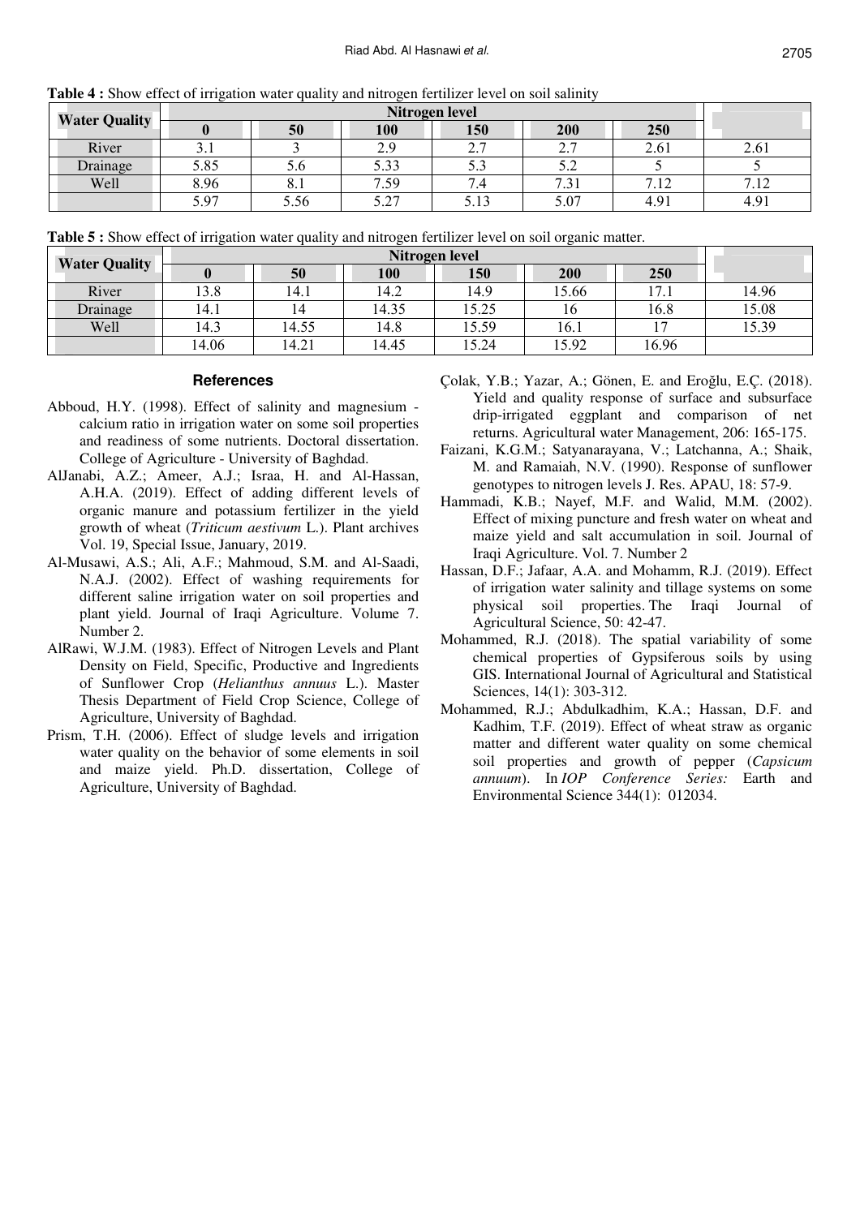**Table 4 :** Show effect of irrigation water quality and nitrogen fertilizer level on soil salinity

| Water Quality | Nitrogen level | | | | | | |
|---|---|---|---|---|---|---|---|
| | 0 | 50 | 100 | 150 | 200 | 250 | |
| River | 3.1 | 3 | 2.9 | 2.7 | 2.7 | 2.61 | 2.61 |
| Drainage | 5.85 | 5.6 | 5.33 | 5.3 | 5.2 | 5 | 5 |
| Well | 8.96 | 8.1 | 7.59 | 7.4 | 7.31 | 7.12 | 7.12 |
| | 5.97 | 5.56 | 5.27 | 5.13 | 5.07 | 4.91 | 4.91 |

**Table 5 :** Show effect of irrigation water quality and nitrogen fertilizer level on soil organic matter.

| Water Quality | Nitrogen level | | | | | | |
|---|---|---|---|---|---|---|---|
| | 0 | 50 | 100 | 150 | 200 | 250 | |
| River | 13.8 | 14.1 | 14.2 | 14.9 | 15.66 | 17.1 | 14.96 |
| Drainage | 14.1 | 14 | 14.35 | 15.25 | 16 | 16.8 | 15.08 |
| Well | 14.3 | 14.55 | 14.8 | 15.59 | 16.1 | 17 | 15.39 |
| | 14.06 | 14.21 | 14.45 | 15.24 | 15.92 | 16.96 | |

## References

Abboud, H.Y. (1998). Effect of salinity and magnesium - calcium ratio in irrigation water on some soil properties and readiness of some nutrients. Doctoral dissertation. College of Agriculture - University of Baghdad.

AlJanabi, A.Z.; Ameer, A.J.; Israa, H. and Al-Hassan, A.H.A. (2019). Effect of adding different levels of organic manure and potassium fertilizer in the yield growth of wheat (*Triticum aestivum* L.). Plant archives Vol. 19, Special Issue, January, 2019.

Al-Musawi, A.S.; Ali, A.F.; Mahmoud, S.M. and Al-Saadi, N.A.J. (2002). Effect of washing requirements for different saline irrigation water on soil properties and plant yield. Journal of Iraqi Agriculture. Volume 7. Number 2.

AlRawi, W.J.M. (1983). Effect of Nitrogen Levels and Plant Density on Field, Specific, Productive and Ingredients of Sunflower Crop (*Helianthus annuus* L.). Master Thesis Department of Field Crop Science, College of Agriculture, University of Baghdad.

Prism, T.H. (2006). Effect of sludge levels and irrigation water quality on the behavior of some elements in soil and maize yield. Ph.D. dissertation, College of Agriculture, University of Baghdad.

Çolak, Y.B.; Yazar, A.; Gönen, E. and Eroğlu, E.Ç. (2018). Yield and quality response of surface and subsurface drip-irrigated eggplant and comparison of net returns. Agricultural water Management, 206: 165-175.

Faizani, K.G.M.; Satyanarayana, V.; Latchanna, A.; Shaik, M. and Ramaiah, N.V. (1990). Response of sunflower genotypes to nitrogen levels J. Res. APAU, 18: 57-9.

Hammadi, K.B.; Nayef, M.F. and Walid, M.M. (2002). Effect of mixing puncture and fresh water on wheat and maize yield and salt accumulation in soil. Journal of Iraqi Agriculture. Vol. 7. Number 2

Hassan, D.F.; Jafaar, A.A. and Mohamm, R.J. (2019). Effect of irrigation water salinity and tillage systems on some physical soil properties. The Iraqi Journal of Agricultural Science, 50: 42-47.

Mohammed, R.J. (2018). The spatial variability of some chemical properties of Gypsiferous soils by using GIS. International Journal of Agricultural and Statistical Sciences, 14(1): 303-312.

Mohammed, R.J.; Abdulkadhim, K.A.; Hassan, D.F. and Kadhim, T.F. (2019). Effect of wheat straw as organic matter and different water quality on some chemical soil properties and growth of pepper (*Capsicum annuum*). In *IOP Conference Series:* Earth and Environmental Science 344(1): 012034.